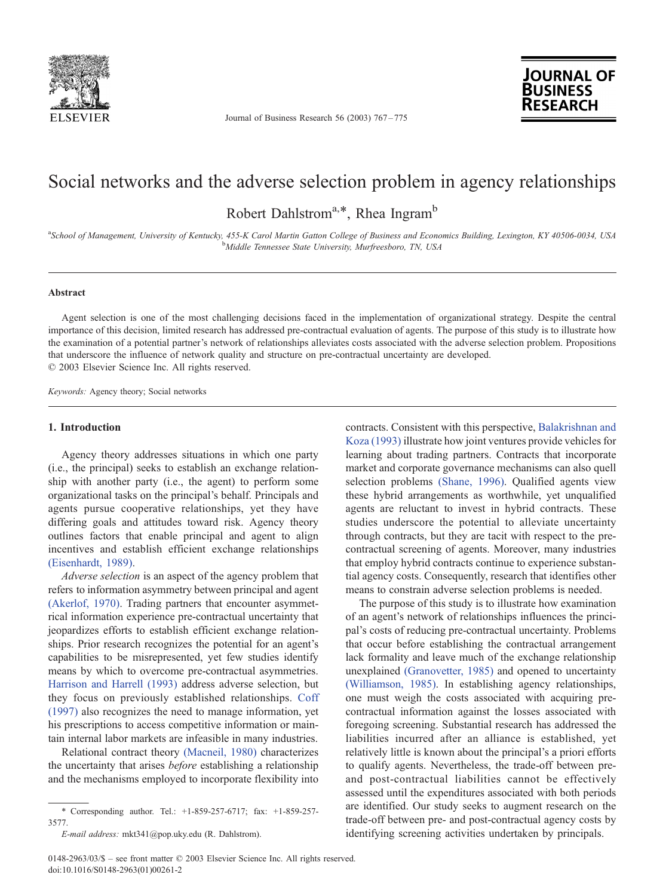# Social networks and the adverse selection problem in agency relationships

Robert Dahlstrom[a,*], Rhea Ingram[b]

[a]School of Management, University of Kentucky, 455-K Carol Martin Gatton College of Business and Economics Building, Lexington, KY 40506-0034, USA
[b]Middle Tennessee State University, Murfreesboro, TN, USA

## Abstract

Agent selection is one of the most challenging decisions faced in the implementation of organizational strategy. Despite the central importance of this decision, limited research has addressed pre-contractual evaluation of agents. The purpose of this study is to illustrate how the examination of a potential partner's network of relationships alleviates costs associated with the adverse selection problem. Propositions that underscore the influence of network quality and structure on pre-contractual uncertainty are developed.
© 2003 Elsevier Science Inc. All rights reserved.

*Keywords:* Agency theory; Social networks

## 1. Introduction

Agency theory addresses situations in which one party (i.e., the principal) seeks to establish an exchange relationship with another party (i.e., the agent) to perform some organizational tasks on the principal's behalf. Principals and agents pursue cooperative relationships, yet they have differing goals and attitudes toward risk. Agency theory outlines factors that enable principal and agent to align incentives and establish efficient exchange relationships (Eisenhardt, 1989).

*Adverse selection* is an aspect of the agency problem that refers to information asymmetry between principal and agent (Akerlof, 1970). Trading partners that encounter asymmetrical information experience pre-contractual uncertainty that jeopardizes efforts to establish efficient exchange relationships. Prior research recognizes the potential for an agent's capabilities to be misrepresented, yet few studies identify means by which to overcome pre-contractual asymmetries. Harrison and Harrell (1993) address adverse selection, but they focus on previously established relationships. Coff (1997) also recognizes the need to manage information, yet his prescriptions to access competitive information or maintain internal labor markets are infeasible in many industries.

Relational contract theory (Macneil, 1980) characterizes the uncertainty that arises *before* establishing a relationship and the mechanisms employed to incorporate flexibility into contracts. Consistent with this perspective, Balakrishnan and Koza (1993) illustrate how joint ventures provide vehicles for learning about trading partners. Contracts that incorporate market and corporate governance mechanisms can also quell selection problems (Shane, 1996). Qualified agents view these hybrid arrangements as worthwhile, yet unqualified agents are reluctant to invest in hybrid contracts. These studies underscore the potential to alleviate uncertainty through contracts, but they are tacit with respect to the pre-contractual screening of agents. Moreover, many industries that employ hybrid contracts continue to experience substantial agency costs. Consequently, research that identifies other means to constrain adverse selection problems is needed.

The purpose of this study is to illustrate how examination of an agent's network of relationships influences the principal's costs of reducing pre-contractual uncertainty. Problems that occur before establishing the contractual arrangement lack formality and leave much of the exchange relationship unexplained (Granovetter, 1985) and opened to uncertainty (Williamson, 1985). In establishing agency relationships, one must weigh the costs associated with acquiring pre-contractual information against the losses associated with foregoing screening. Substantial research has addressed the liabilities incurred after an alliance is established, yet relatively little is known about the principal's a priori efforts to qualify agents. Nevertheless, the trade-off between pre- and post-contractual liabilities cannot be effectively assessed until the expenditures associated with both periods are identified. Our study seeks to augment research on the trade-off between pre- and post-contractual agency costs by identifying screening activities undertaken by principals.

* Corresponding author. Tel.: +1-859-257-6717; fax: +1-859-257-3577.

*E-mail address:* mkt341@pop.uky.edu (R. Dahlstrom).

0148-2963/03/$ – see front matter © 2003 Elsevier Science Inc. All rights reserved.
doi:10.1016/S0148-2963(01)00261-2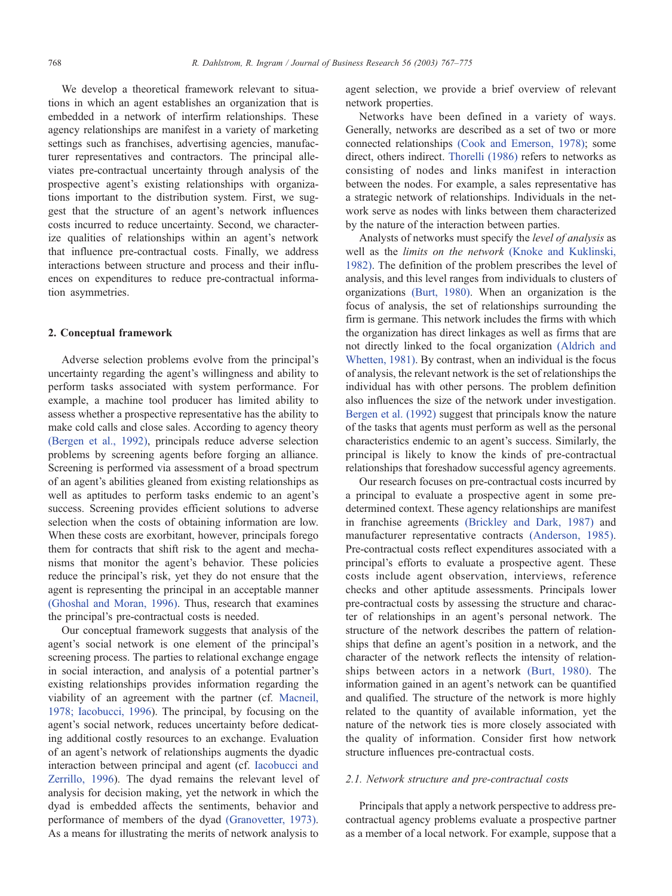We develop a theoretical framework relevant to situations in which an agent establishes an organization that is embedded in a network of interfirm relationships. These agency relationships are manifest in a variety of marketing settings such as franchises, advertising agencies, manufacturer representatives and contractors. The principal alleviates pre-contractual uncertainty through analysis of the prospective agent's existing relationships with organizations important to the distribution system. First, we suggest that the structure of an agent's network influences costs incurred to reduce uncertainty. Second, we characterize qualities of relationships within an agent's network that influence pre-contractual costs. Finally, we address interactions between structure and process and their influences on expenditures to reduce pre-contractual information asymmetries.

## 2. Conceptual framework

Adverse selection problems evolve from the principal's uncertainty regarding the agent's willingness and ability to perform tasks associated with system performance. For example, a machine tool producer has limited ability to assess whether a prospective representative has the ability to make cold calls and close sales. According to agency theory (Bergen et al., 1992), principals reduce adverse selection problems by screening agents before forging an alliance. Screening is performed via assessment of a broad spectrum of an agent's abilities gleaned from existing relationships as well as aptitudes to perform tasks endemic to an agent's success. Screening provides efficient solutions to adverse selection when the costs of obtaining information are low. When these costs are exorbitant, however, principals forego them for contracts that shift risk to the agent and mechanisms that monitor the agent's behavior. These policies reduce the principal's risk, yet they do not ensure that the agent is representing the principal in an acceptable manner (Ghoshal and Moran, 1996). Thus, research that examines the principal's pre-contractual costs is needed.

Our conceptual framework suggests that analysis of the agent's social network is one element of the principal's screening process. The parties to relational exchange engage in social interaction, and analysis of a potential partner's existing relationships provides information regarding the viability of an agreement with the partner (cf. Macneil, 1978; Iacobucci, 1996). The principal, by focusing on the agent's social network, reduces uncertainty before dedicating additional costly resources to an exchange. Evaluation of an agent's network of relationships augments the dyadic interaction between principal and agent (cf. Iacobucci and Zerrillo, 1996). The dyad remains the relevant level of analysis for decision making, yet the network in which the dyad is embedded affects the sentiments, behavior and performance of members of the dyad (Granovetter, 1973). As a means for illustrating the merits of network analysis to agent selection, we provide a brief overview of relevant network properties.

Networks have been defined in a variety of ways. Generally, networks are described as a set of two or more connected relationships (Cook and Emerson, 1978); some direct, others indirect. Thorelli (1986) refers to networks as consisting of nodes and links manifest in interaction between the nodes. For example, a sales representative has a strategic network of relationships. Individuals in the network serve as nodes with links between them characterized by the nature of the interaction between parties.

Analysts of networks must specify the *level of analysis* as well as the *limits on the network* (Knoke and Kuklinski, 1982). The definition of the problem prescribes the level of analysis, and this level ranges from individuals to clusters of organizations (Burt, 1980). When an organization is the focus of analysis, the set of relationships surrounding the firm is germane. This network includes the firms with which the organization has direct linkages as well as firms that are not directly linked to the focal organization (Aldrich and Whetten, 1981). By contrast, when an individual is the focus of analysis, the relevant network is the set of relationships the individual has with other persons. The problem definition also influences the size of the network under investigation. Bergen et al. (1992) suggest that principals know the nature of the tasks that agents must perform as well as the personal characteristics endemic to an agent's success. Similarly, the principal is likely to know the kinds of pre-contractual relationships that foreshadow successful agency agreements.

Our research focuses on pre-contractual costs incurred by a principal to evaluate a prospective agent in some predetermined context. These agency relationships are manifest in franchise agreements (Brickley and Dark, 1987) and manufacturer representative contracts (Anderson, 1985). Pre-contractual costs reflect expenditures associated with a principal's efforts to evaluate a prospective agent. These costs include agent observation, interviews, reference checks and other aptitude assessments. Principals lower pre-contractual costs by assessing the structure and character of relationships in an agent's personal network. The structure of the network describes the pattern of relationships that define an agent's position in a network, and the character of the network reflects the intensity of relationships between actors in a network (Burt, 1980). The information gained in an agent's network can be quantified and qualified. The structure of the network is more highly related to the quantity of available information, yet the nature of the network ties is more closely associated with the quality of information. Consider first how network structure influences pre-contractual costs.

### 2.1. Network structure and pre-contractual costs

Principals that apply a network perspective to address pre-contractual agency problems evaluate a prospective partner as a member of a local network. For example, suppose that a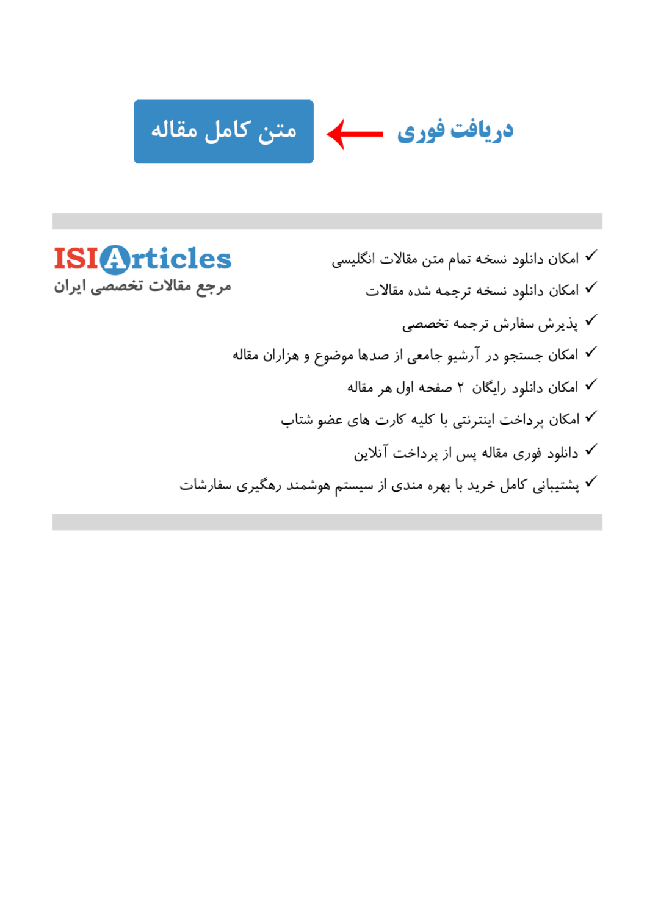دریافت فوری ← متن کامل مقاله

**ISIArticles**
مرجع مقالات تخصصی ایران

- ✓ امکان دانلود نسخه تمام متن مقالات انگلیسی
- ✓ امکان دانلود نسخه ترجمه شده مقالات
- ✓ پذیرش سفارش ترجمه تخصصی
- ✓ امکان جستجو در آرشیو جامعی از صدها موضوع و هزاران مقاله
- ✓ امکان دانلود رایگان ۲ صفحه اول هر مقاله
- ✓ امکان پرداخت اینترنتی با کلیه کارت های عضو شتاب
- ✓ دانلود فوری مقاله پس از پرداخت آنلاین
- ✓ پشتیبانی کامل خرید با بهره مندی از سیستم هوشمند رهگیری سفارشات